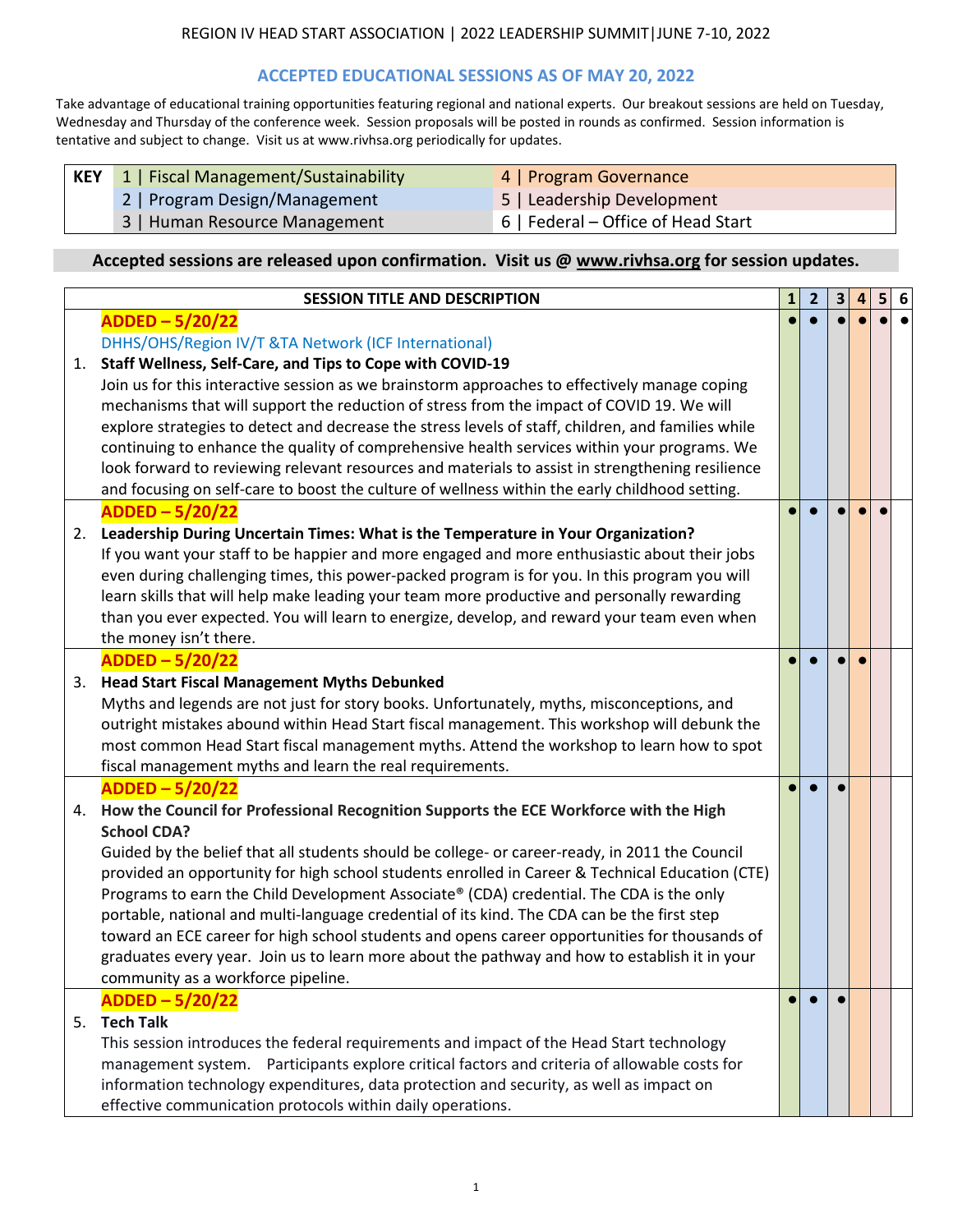REGION IV HEAD START ASSOCIATION | 2022 LEADERSHIP SUMMIT|JUNE 7-10, 2022

## ACCEPTED EDUCATIONAL SESSIONS AS OF MAY 20, 2022

Take advantage of educational training opportunities featuring regional and national experts. Our breakout sessions are held on Tuesday, Wednesday and Thursday of the conference week. Session proposals will be posted in rounds as confirmed. Session information is tentative and subject to change. Visit us at www.rivhsa.org periodically for updates.

| KEY | | |
|---|---|---|
| | 1 \| Fiscal Management/Sustainability | 4 \| Program Governance |
| | 2 \| Program Design/Management | 5 \| Leadership Development |
| | 3 \| Human Resource Management | 6 \| Federal – Office of Head Start |

**Accepted sessions are released upon confirmation. Visit us @ www.rivhsa.org for session updates.**

| | SESSION TITLE AND DESCRIPTION | 1 | 2 | 3 | 4 | 5 | 6 |
|---|---|---|---|---|---|---|---|
| 1. | **ADDED – 5/20/22**<br>DHHS/OHS/Region IV/T &TA Network (ICF International)<br>**Staff Wellness, Self-Care, and Tips to Cope with COVID-19**<br>Join us for this interactive session as we brainstorm approaches to effectively manage coping mechanisms that will support the reduction of stress from the impact of COVID 19. We will explore strategies to detect and decrease the stress levels of staff, children, and families while continuing to enhance the quality of comprehensive health services within your programs. We look forward to reviewing relevant resources and materials to assist in strengthening resilience and focusing on self-care to boost the culture of wellness within the early childhood setting. | ● | ● | ● | ● | ● | ● |
| 2. | **ADDED – 5/20/22**<br>**Leadership During Uncertain Times: What is the Temperature in Your Organization?**<br>If you want your staff to be happier and more engaged and more enthusiastic about their jobs even during challenging times, this power-packed program is for you. In this program you will learn skills that will help make leading your team more productive and personally rewarding than you ever expected. You will learn to energize, develop, and reward your team even when the money isn't there. | ● | ● | ● | ● | ● | |
| 3. | **ADDED – 5/20/22**<br>**Head Start Fiscal Management Myths Debunked**<br>Myths and legends are not just for story books. Unfortunately, myths, misconceptions, and outright mistakes abound within Head Start fiscal management. This workshop will debunk the most common Head Start fiscal management myths. Attend the workshop to learn how to spot fiscal management myths and learn the real requirements. | ● | ● | ● | ● | | |
| 4. | **ADDED – 5/20/22**<br>**How the Council for Professional Recognition Supports the ECE Workforce with the High School CDA?**<br>Guided by the belief that all students should be college- or career-ready, in 2011 the Council provided an opportunity for high school students enrolled in Career & Technical Education (CTE) Programs to earn the Child Development Associate® (CDA) credential. The CDA is the only portable, national and multi-language credential of its kind. The CDA can be the first step toward an ECE career for high school students and opens career opportunities for thousands of graduates every year. Join us to learn more about the pathway and how to establish it in your community as a workforce pipeline. | ● | ● | ● | | | |
| 5. | **ADDED – 5/20/22**<br>**Tech Talk**<br>This session introduces the federal requirements and impact of the Head Start technology management system. Participants explore critical factors and criteria of allowable costs for information technology expenditures, data protection and security, as well as impact on effective communication protocols within daily operations. | ● | ● | ● | | | |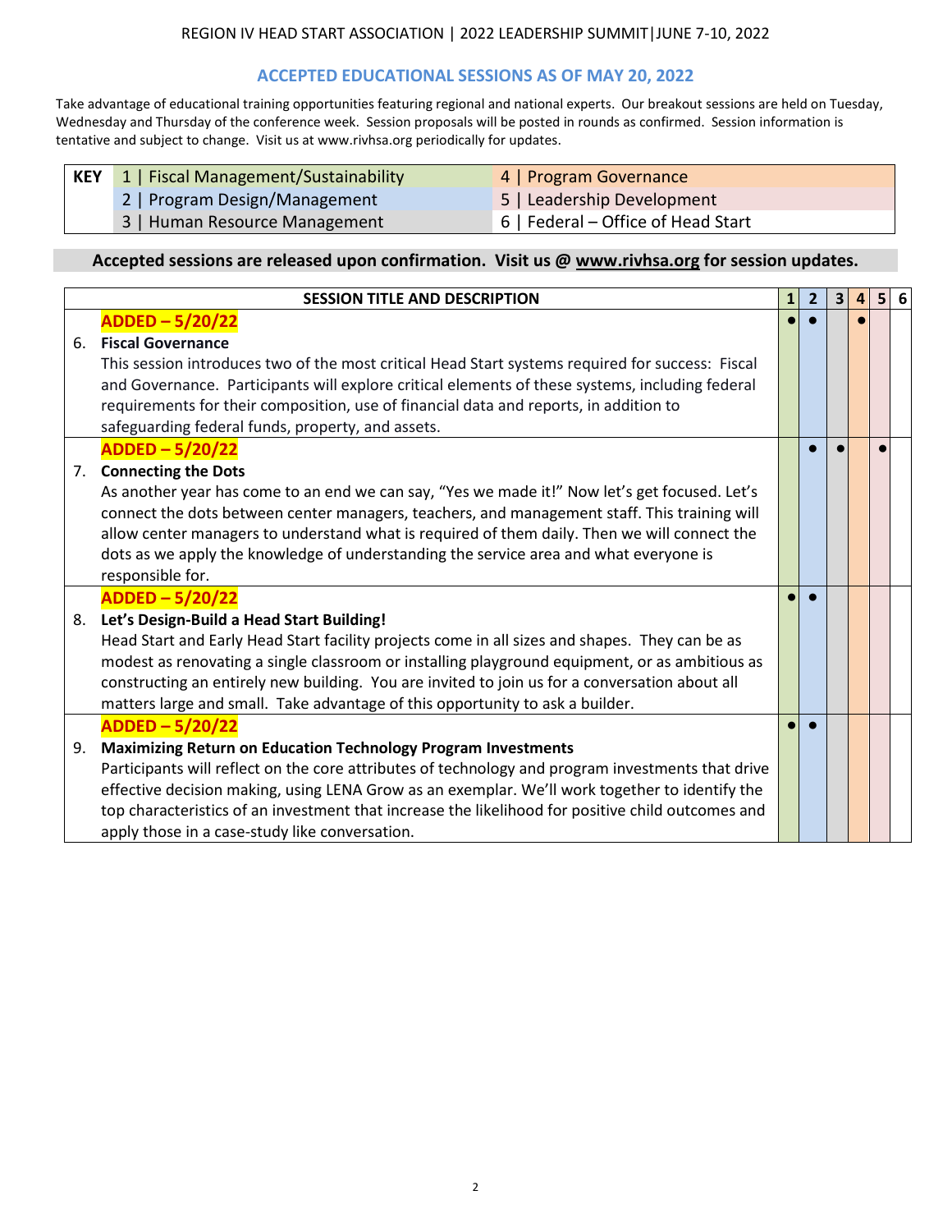REGION IV HEAD START ASSOCIATION | 2022 LEADERSHIP SUMMIT|JUNE 7-10, 2022

## ACCEPTED EDUCATIONAL SESSIONS AS OF MAY 20, 2022

Take advantage of educational training opportunities featuring regional and national experts. Our breakout sessions are held on Tuesday, Wednesday and Thursday of the conference week. Session proposals will be posted in rounds as confirmed. Session information is tentative and subject to change. Visit us at www.rivhsa.org periodically for updates.

| KEY | | |
|---|---|---|
| | 1 \| Fiscal Management/Sustainability | 4 \| Program Governance |
| | 2 \| Program Design/Management | 5 \| Leadership Development |
| | 3 \| Human Resource Management | 6 \| Federal – Office of Head Start |

**Accepted sessions are released upon confirmation. Visit us @ www.rivhsa.org for session updates.**

| | SESSION TITLE AND DESCRIPTION | 1 | 2 | 3 | 4 | 5 | 6 |
|---|---|---|---|---|---|---|---|
| 6. | **ADDED – 5/20/22**<br>**Fiscal Governance**<br>This session introduces two of the most critical Head Start systems required for success: Fiscal and Governance. Participants will explore critical elements of these systems, including federal requirements for their composition, use of financial data and reports, in addition to safeguarding federal funds, property, and assets. | ● | ● | | ● | | |
| 7. | **ADDED – 5/20/22**<br>**Connecting the Dots**<br>As another year has come to an end we can say, "Yes we made it!" Now let's get focused. Let's connect the dots between center managers, teachers, and management staff. This training will allow center managers to understand what is required of them daily. Then we will connect the dots as we apply the knowledge of understanding the service area and what everyone is responsible for. | | ● | ● | | ● | |
| 8. | **ADDED – 5/20/22**<br>**Let's Design-Build a Head Start Building!**<br>Head Start and Early Head Start facility projects come in all sizes and shapes. They can be as modest as renovating a single classroom or installing playground equipment, or as ambitious as constructing an entirely new building. You are invited to join us for a conversation about all matters large and small. Take advantage of this opportunity to ask a builder. | ● | ● | | | | |
| 9. | **ADDED – 5/20/22**<br>**Maximizing Return on Education Technology Program Investments**<br>Participants will reflect on the core attributes of technology and program investments that drive effective decision making, using LENA Grow as an exemplar. We'll work together to identify the top characteristics of an investment that increase the likelihood for positive child outcomes and apply those in a case-study like conversation. | ● | ● | | | | |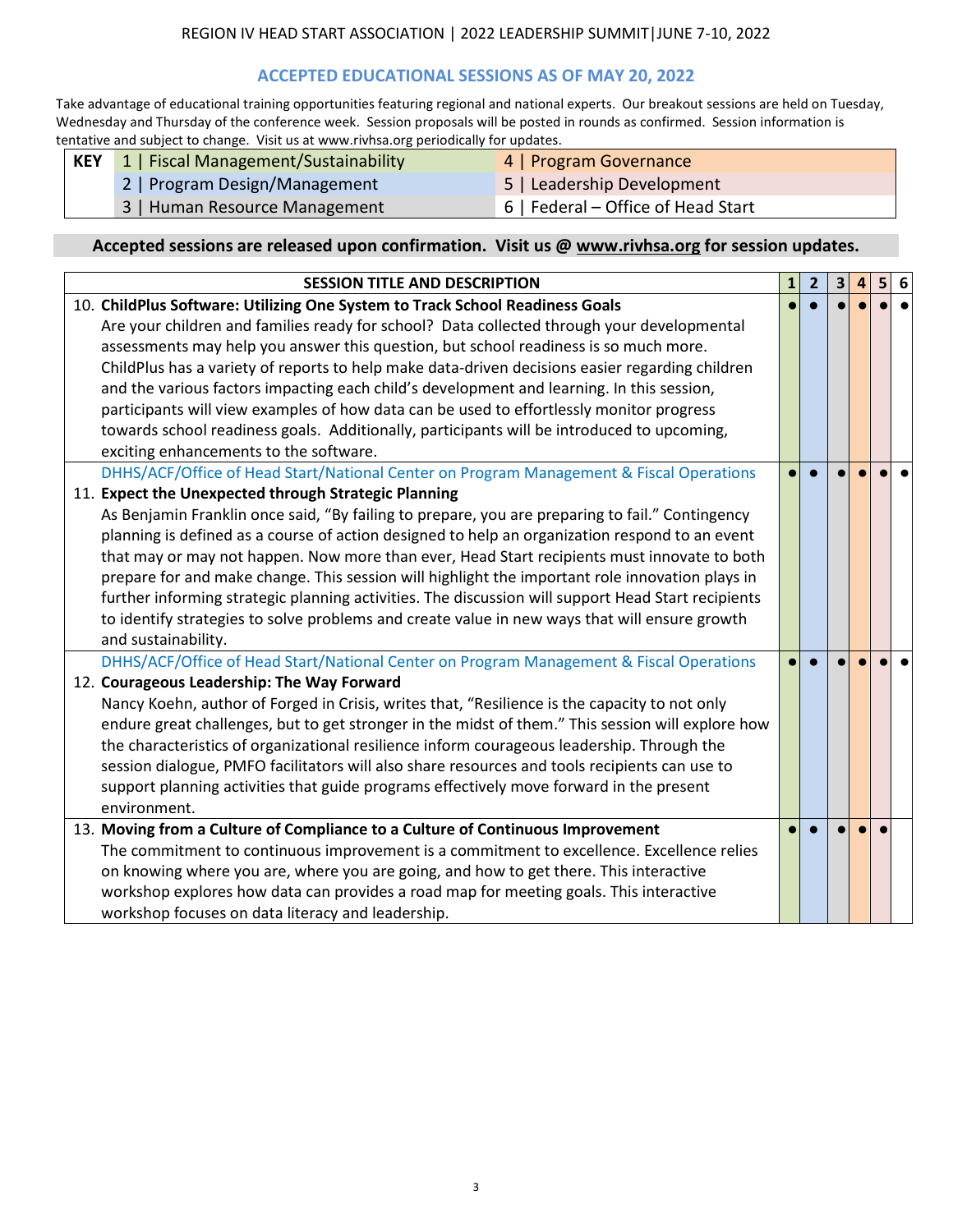REGION IV HEAD START ASSOCIATION | 2022 LEADERSHIP SUMMIT | JUNE 7-10, 2022

## ACCEPTED EDUCATIONAL SESSIONS AS OF MAY 20, 2022

Take advantage of educational training opportunities featuring regional and national experts. Our breakout sessions are held on Tuesday, Wednesday and Thursday of the conference week. Session proposals will be posted in rounds as confirmed. Session information is tentative and subject to change. Visit us at www.rivhsa.org periodically for updates.

| KEY | | |
|---|---|---|
| | 1 \| Fiscal Management/Sustainability | 4 \| Program Governance |
| | 2 \| Program Design/Management | 5 \| Leadership Development |
| | 3 \| Human Resource Management | 6 \| Federal – Office of Head Start |

**Accepted sessions are released upon confirmation. Visit us @ www.rivhsa.org for session updates.**

| SESSION TITLE AND DESCRIPTION | 1 | 2 | 3 | 4 | 5 | 6 |
|---|---|---|---|---|---|---|
| 10. **ChildPlus Software: Utilizing One System to Track School Readiness Goals**<br>Are your children and families ready for school? Data collected through your developmental assessments may help you answer this question, but school readiness is so much more. ChildPlus has a variety of reports to help make data-driven decisions easier regarding children and the various factors impacting each child's development and learning. In this session, participants will view examples of how data can be used to effortlessly monitor progress towards school readiness goals. Additionally, participants will be introduced to upcoming, exciting enhancements to the software. | ● | ● | ● | ● | ● | ● |
| DHHS/ACF/Office of Head Start/National Center on Program Management & Fiscal Operations<br>11. **Expect the Unexpected through Strategic Planning**<br>As Benjamin Franklin once said, "By failing to prepare, you are preparing to fail." Contingency planning is defined as a course of action designed to help an organization respond to an event that may or may not happen. Now more than ever, Head Start recipients must innovate to both prepare for and make change. This session will highlight the important role innovation plays in further informing strategic planning activities. The discussion will support Head Start recipients to identify strategies to solve problems and create value in new ways that will ensure growth and sustainability. | ● | ● | ● | ● | ● | ● |
| DHHS/ACF/Office of Head Start/National Center on Program Management & Fiscal Operations<br>12. **Courageous Leadership: The Way Forward**<br>Nancy Koehn, author of Forged in Crisis, writes that, "Resilience is the capacity to not only endure great challenges, but to get stronger in the midst of them." This session will explore how the characteristics of organizational resilience inform courageous leadership. Through the session dialogue, PMFO facilitators will also share resources and tools recipients can use to support planning activities that guide programs effectively move forward in the present environment. | ● | ● | ● | ● | ● | ● |
| 13. **Moving from a Culture of Compliance to a Culture of Continuous Improvement**<br>The commitment to continuous improvement is a commitment to excellence. Excellence relies on knowing where you are, where you are going, and how to get there. This interactive workshop explores how data can provides a road map for meeting goals. This interactive workshop focuses on data literacy and leadership. | ● | ● | ● | ● | ● | |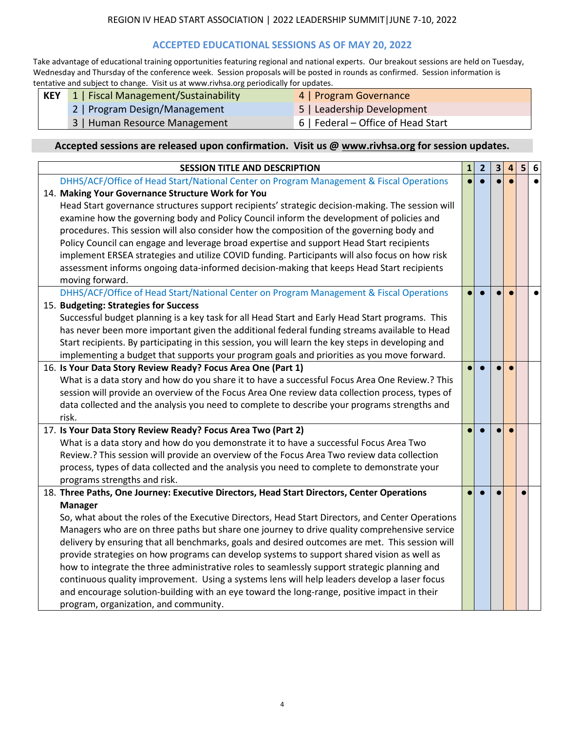REGION IV HEAD START ASSOCIATION | 2022 LEADERSHIP SUMMIT|JUNE 7-10, 2022

## ACCEPTED EDUCATIONAL SESSIONS AS OF MAY 20, 2022

Take advantage of educational training opportunities featuring regional and national experts. Our breakout sessions are held on Tuesday, Wednesday and Thursday of the conference week. Session proposals will be posted in rounds as confirmed. Session information is tentative and subject to change. Visit us at www.rivhsa.org periodically for updates.

| KEY | | |
|---|---|---|
| | 1 \| Fiscal Management/Sustainability | 4 \| Program Governance |
| | 2 \| Program Design/Management | 5 \| Leadership Development |
| | 3 \| Human Resource Management | 6 \| Federal – Office of Head Start |

**Accepted sessions are released upon confirmation. Visit us @ www.rivhsa.org for session updates.**

| SESSION TITLE AND DESCRIPTION | 1 | 2 | 3 | 4 | 5 | 6 |
|---|---|---|---|---|---|---|
| DHHS/ACF/Office of Head Start/National Center on Program Management & Fiscal Operations<br>14. **Making Your Governance Structure Work for You**<br>Head Start governance structures support recipients' strategic decision-making. The session will examine how the governing body and Policy Council inform the development of policies and procedures. This session will also consider how the composition of the governing body and Policy Council can engage and leverage broad expertise and support Head Start recipients implement ERSEA strategies and utilize COVID funding. Participants will also focus on how risk assessment informs ongoing data-informed decision-making that keeps Head Start recipients moving forward. | ● | ● | ● | ● | | ● |
| DHHS/ACF/Office of Head Start/National Center on Program Management & Fiscal Operations<br>15. **Budgeting: Strategies for Success**<br>Successful budget planning is a key task for all Head Start and Early Head Start programs. This has never been more important given the additional federal funding streams available to Head Start recipients. By participating in this session, you will learn the key steps in developing and implementing a budget that supports your program goals and priorities as you move forward. | ● | ● | ● | ● | | ● |
| 16. **Is Your Data Story Review Ready? Focus Area One (Part 1)**<br>What is a data story and how do you share it to have a successful Focus Area One Review.? This session will provide an overview of the Focus Area One review data collection process, types of data collected and the analysis you need to complete to describe your programs strengths and risk. | ● | ● | ● | ● | | |
| 17. **Is Your Data Story Review Ready? Focus Area Two (Part 2)**<br>What is a data story and how do you demonstrate it to have a successful Focus Area Two Review.? This session will provide an overview of the Focus Area Two review data collection process, types of data collected and the analysis you need to complete to demonstrate your programs strengths and risk. | ● | ● | ● | ● | | |
| 18. **Three Paths, One Journey: Executive Directors, Head Start Directors, Center Operations Manager**<br>So, what about the roles of the Executive Directors, Head Start Directors, and Center Operations Managers who are on three paths but share one journey to drive quality comprehensive service delivery by ensuring that all benchmarks, goals and desired outcomes are met. This session will provide strategies on how programs can develop systems to support shared vision as well as how to integrate the three administrative roles to seamlessly support strategic planning and continuous quality improvement. Using a systems lens will help leaders develop a laser focus and encourage solution-building with an eye toward the long-range, positive impact in their program, organization, and community. | ● | ● | ● | | ● | |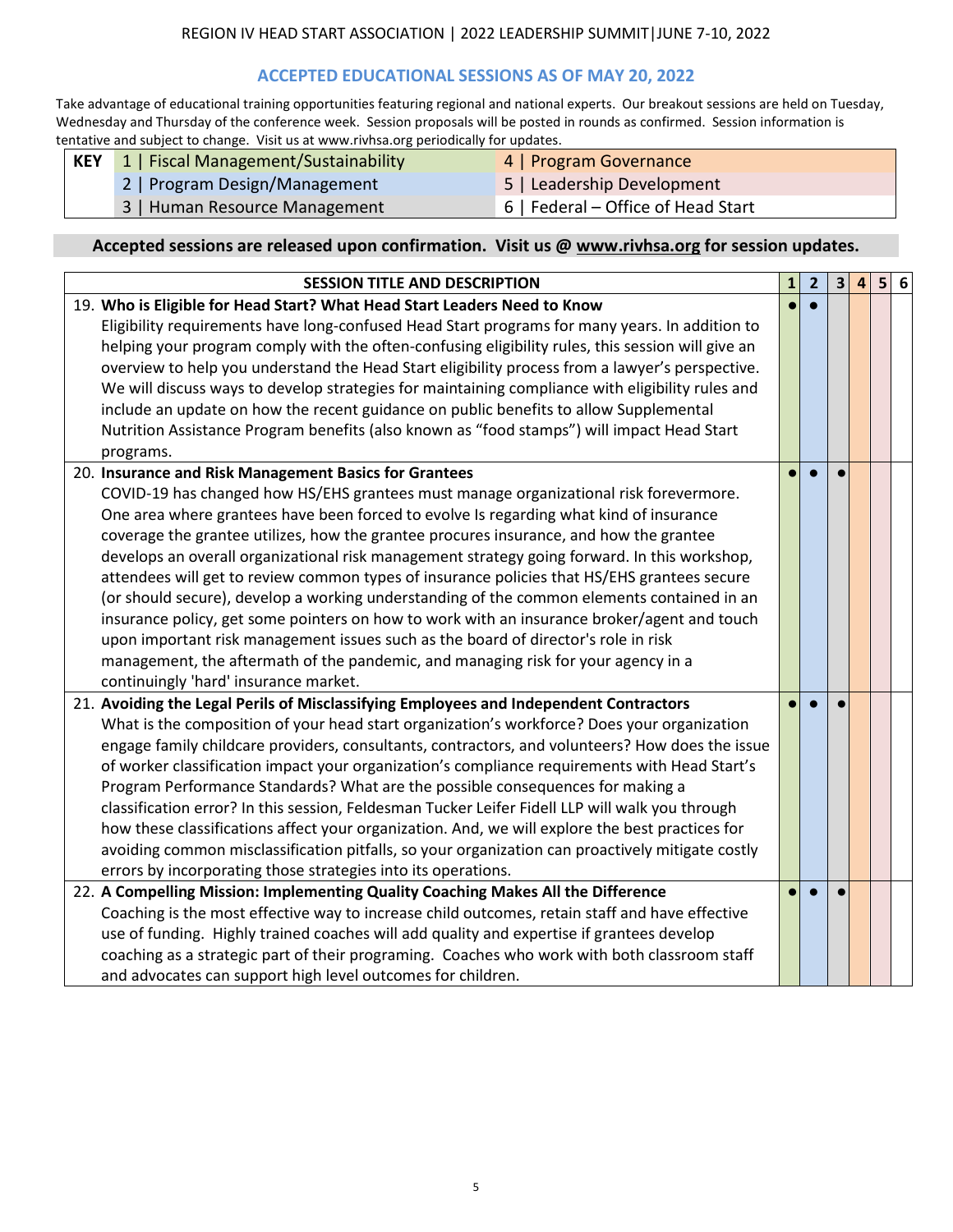REGION IV HEAD START ASSOCIATION | 2022 LEADERSHIP SUMMIT | JUNE 7-10, 2022

## ACCEPTED EDUCATIONAL SESSIONS AS OF MAY 20, 2022

Take advantage of educational training opportunities featuring regional and national experts. Our breakout sessions are held on Tuesday, Wednesday and Thursday of the conference week. Session proposals will be posted in rounds as confirmed. Session information is tentative and subject to change. Visit us at www.rivhsa.org periodically for updates.

| KEY | | |
|---|---|---|
| | 1 \| Fiscal Management/Sustainability | 4 \| Program Governance |
| | 2 \| Program Design/Management | 5 \| Leadership Development |
| | 3 \| Human Resource Management | 6 \| Federal – Office of Head Start |

**Accepted sessions are released upon confirmation. Visit us @ www.rivhsa.org for session updates.**

| SESSION TITLE AND DESCRIPTION | 1 | 2 | 3 | 4 | 5 | 6 |
|---|---|---|---|---|---|---|
| 19. **Who is Eligible for Head Start? What Head Start Leaders Need to Know** Eligibility requirements have long-confused Head Start programs for many years. In addition to helping your program comply with the often-confusing eligibility rules, this session will give an overview to help you understand the Head Start eligibility process from a lawyer's perspective. We will discuss ways to develop strategies for maintaining compliance with eligibility rules and include an update on how the recent guidance on public benefits to allow Supplemental Nutrition Assistance Program benefits (also known as "food stamps") will impact Head Start programs. | ● | ● | | | | |
| 20. **Insurance and Risk Management Basics for Grantees** COVID-19 has changed how HS/EHS grantees must manage organizational risk forevermore. One area where grantees have been forced to evolve Is regarding what kind of insurance coverage the grantee utilizes, how the grantee procures insurance, and how the grantee develops an overall organizational risk management strategy going forward. In this workshop, attendees will get to review common types of insurance policies that HS/EHS grantees secure (or should secure), develop a working understanding of the common elements contained in an insurance policy, get some pointers on how to work with an insurance broker/agent and touch upon important risk management issues such as the board of director's role in risk management, the aftermath of the pandemic, and managing risk for your agency in a continuingly 'hard' insurance market. | ● | ● | ● | | | |
| 21. **Avoiding the Legal Perils of Misclassifying Employees and Independent Contractors** What is the composition of your head start organization's workforce? Does your organization engage family childcare providers, consultants, contractors, and volunteers? How does the issue of worker classification impact your organization's compliance requirements with Head Start's Program Performance Standards? What are the possible consequences for making a classification error? In this session, Feldesman Tucker Leifer Fidell LLP will walk you through how these classifications affect your organization. And, we will explore the best practices for avoiding common misclassification pitfalls, so your organization can proactively mitigate costly errors by incorporating those strategies into its operations. | ● | ● | ● | | | |
| 22. **A Compelling Mission: Implementing Quality Coaching Makes All the Difference** Coaching is the most effective way to increase child outcomes, retain staff and have effective use of funding. Highly trained coaches will add quality and expertise if grantees develop coaching as a strategic part of their programing. Coaches who work with both classroom staff and advocates can support high level outcomes for children. | ● | ● | ● | | | |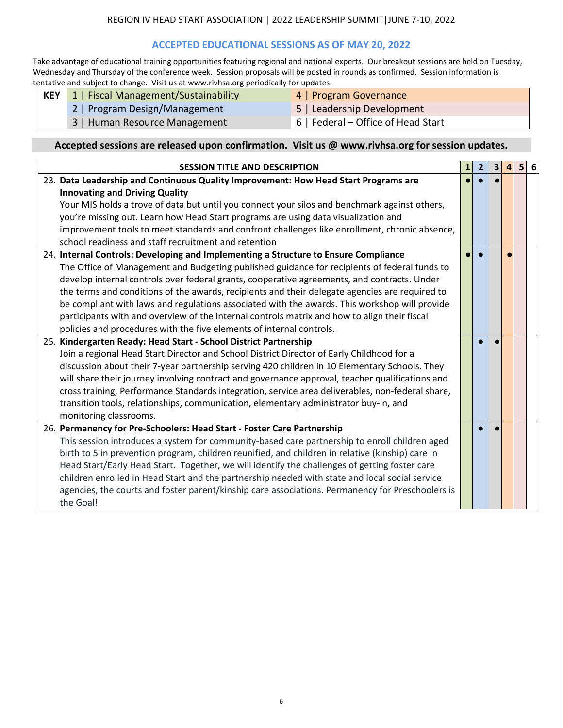REGION IV HEAD START ASSOCIATION | 2022 LEADERSHIP SUMMIT | JUNE 7-10, 2022

## ACCEPTED EDUCATIONAL SESSIONS AS OF MAY 20, 2022

Take advantage of educational training opportunities featuring regional and national experts. Our breakout sessions are held on Tuesday, Wednesday and Thursday of the conference week. Session proposals will be posted in rounds as confirmed. Session information is tentative and subject to change. Visit us at www.rivhsa.org periodically for updates.

| KEY | | |
|---|---|---|
| | 1 \| Fiscal Management/Sustainability | 4 \| Program Governance |
| | 2 \| Program Design/Management | 5 \| Leadership Development |
| | 3 \| Human Resource Management | 6 \| Federal – Office of Head Start |

**Accepted sessions are released upon confirmation. Visit us @ www.rivhsa.org for session updates.**

| SESSION TITLE AND DESCRIPTION | 1 | 2 | 3 | 4 | 5 | 6 |
|---|---|---|---|---|---|---|
| 23. **Data Leadership and Continuous Quality Improvement: How Head Start Programs are Innovating and Driving Quality** Your MIS holds a trove of data but until you connect your silos and benchmark against others, you're missing out. Learn how Head Start programs are using data visualization and improvement tools to meet standards and confront challenges like enrollment, chronic absence, school readiness and staff recruitment and retention | ● | ● | ● | | | |
| 24. **Internal Controls: Developing and Implementing a Structure to Ensure Compliance** The Office of Management and Budgeting published guidance for recipients of federal funds to develop internal controls over federal grants, cooperative agreements, and contracts. Under the terms and conditions of the awards, recipients and their delegate agencies are required to be compliant with laws and regulations associated with the awards. This workshop will provide participants with and overview of the internal controls matrix and how to align their fiscal policies and procedures with the five elements of internal controls. | ● | ● | | ● | | |
| 25. **Kindergarten Ready: Head Start - School District Partnership** Join a regional Head Start Director and School District Director of Early Childhood for a discussion about their 7-year partnership serving 420 children in 10 Elementary Schools. They will share their journey involving contract and governance approval, teacher qualifications and cross training, Performance Standards integration, service area deliverables, non-federal share, transition tools, relationships, communication, elementary administrator buy-in, and monitoring classrooms. | | ● | ● | | | |
| 26. **Permanency for Pre-Schoolers: Head Start - Foster Care Partnership** This session introduces a system for community-based care partnership to enroll children aged birth to 5 in prevention program, children reunified, and children in relative (kinship) care in Head Start/Early Head Start. Together, we will identify the challenges of getting foster care children enrolled in Head Start and the partnership needed with state and local social service agencies, the courts and foster parent/kinship care associations. Permanency for Preschoolers is the Goal! | | ● | ● | | | |